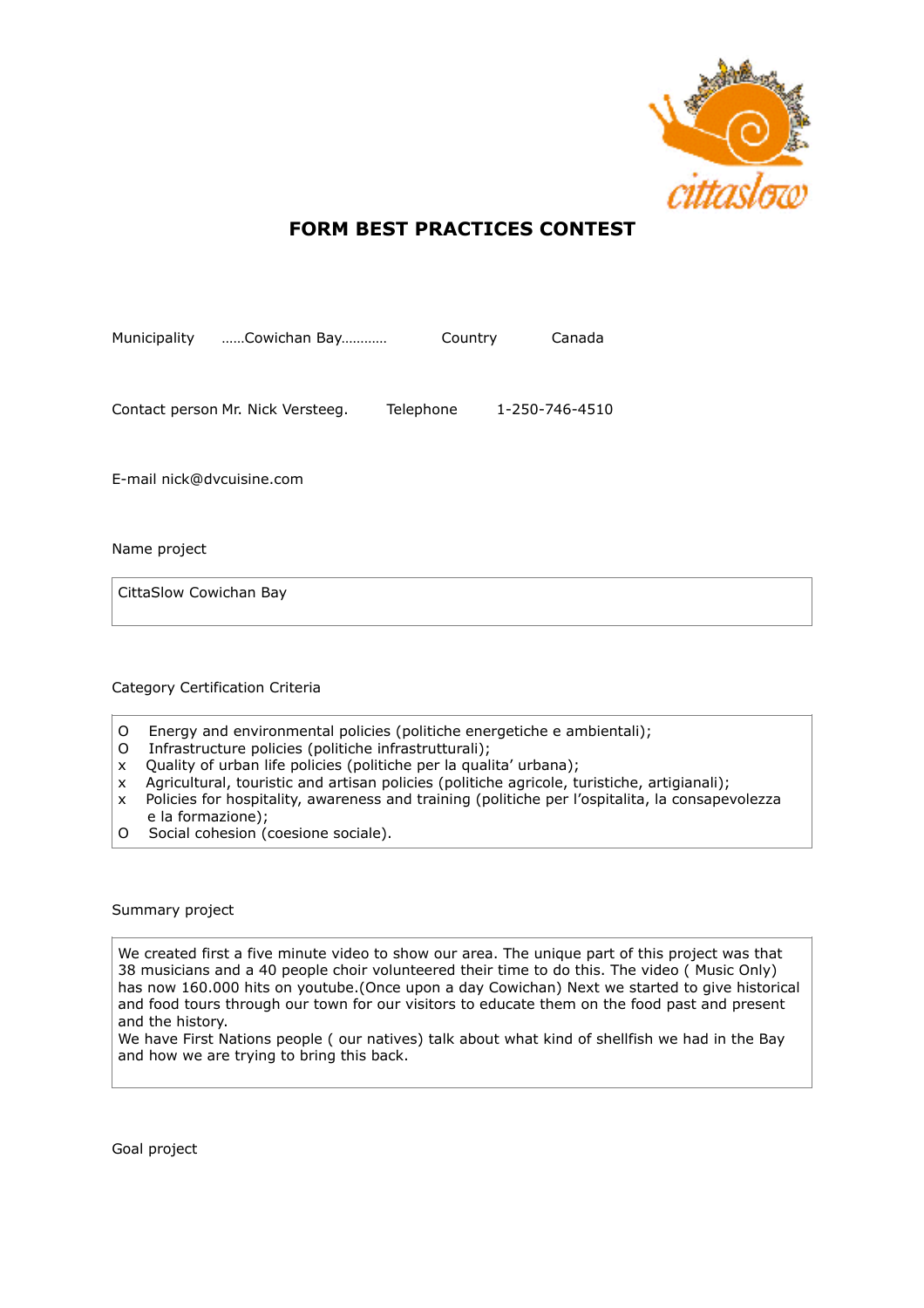# FORM BEST PRACTICES CONTEST

Municipality ……Cowichan Bay………… Country Canada

Contact person Mr. Nick Versteeg. Telephone 1-250-746-4510

E-mail nick@dvcuisine.com

Name project

CittaSlow Cowichan Bay

Category Certification Criteria

- O Energy and environmental policies (politiche energetiche e ambientali);
- O Infrastructure policies (politiche infrastrutturali);
- x Quality of urban life policies (politiche per la qualita' urbana);
- x Agricultural, touristic and artisan policies (politiche agricole, turistiche, artigianali);
- x Policies for hospitality, awareness and training (politiche per l'ospitalita, la consapevolezza e la formazione);
- O Social cohesion (coesione sociale).

Summary project

We created first a five minute video to show our area. The unique part of this project was that 38 musicians and a 40 people choir volunteered their time to do this. The video ( Music Only) has now 160.000 hits on youtube.(Once upon a day Cowichan) Next we started to give historical and food tours through our town for our visitors to educate them on the food past and present and the history.
We have First Nations people ( our natives) talk about what kind of shellfish we had in the Bay and how we are trying to bring this back.

Goal project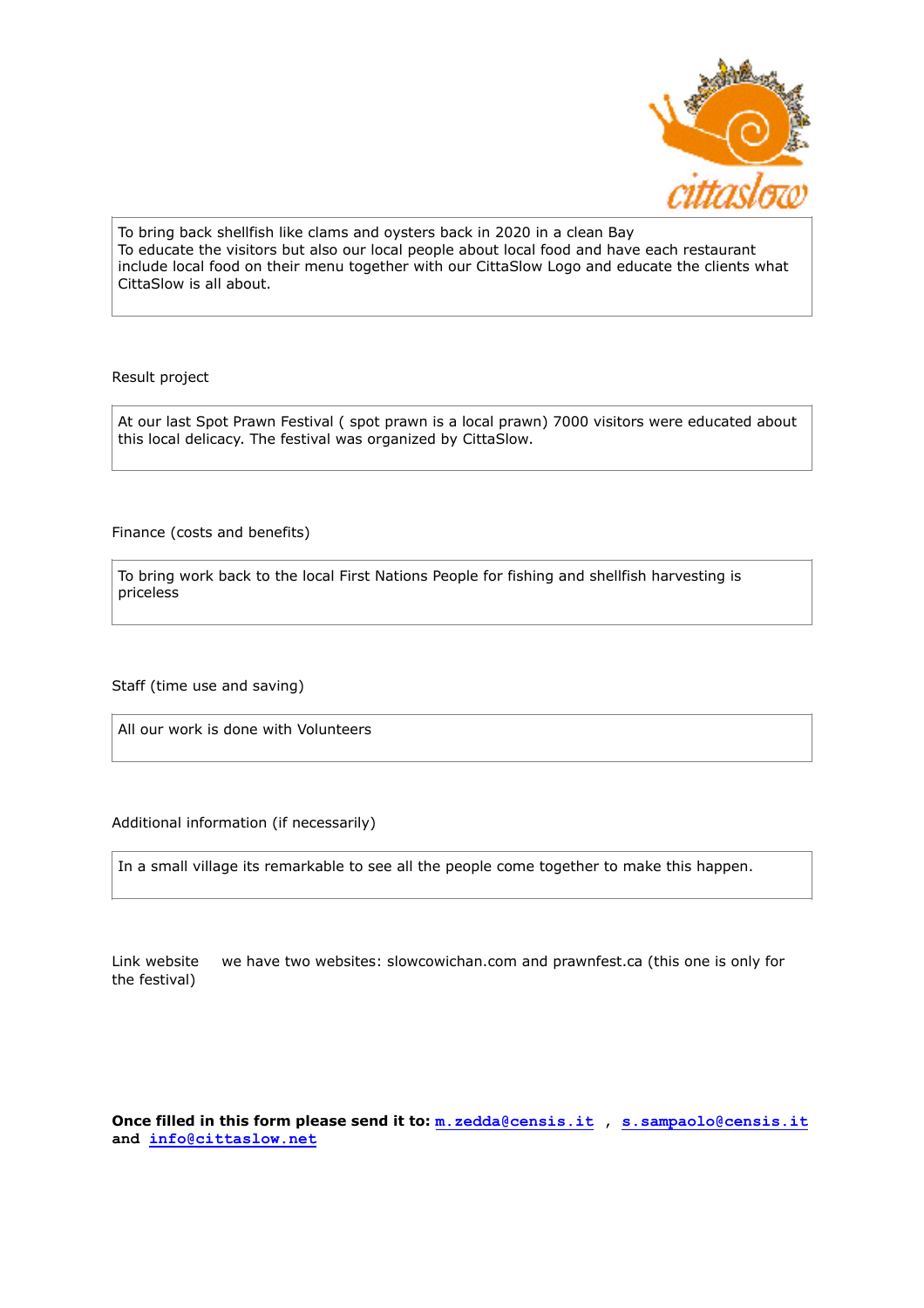To bring back shellfish like clams and oysters back in 2020 in a clean Bay
To educate the visitors but also our local people about local food and have each restaurant include local food on their menu together with our CittaSlow Logo and educate the clients what CittaSlow is all about.

Result project

At our last Spot Prawn Festival ( spot prawn is a local prawn) 7000 visitors were educated about this local delicacy. The festival was organized by CittaSlow.

Finance (costs and benefits)

To bring work back to the local First Nations People for fishing and shellfish harvesting is priceless

Staff (time use and saving)

All our work is done with Volunteers

Additional information (if necessarily)

In a small village its remarkable to see all the people come together to make this happen.

Link website we have two websites: slowcowichan.com and prawnfest.ca (this one is only for the festival)

**Once filled in this form please send it to: m.zedda@censis.it , s.sampaolo@censis.it and info@cittaslow.net**